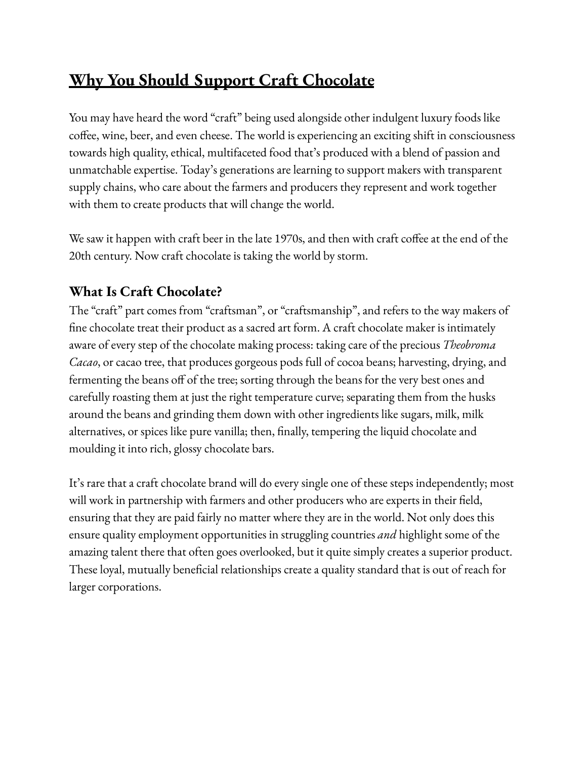# <u>Why You Should Support Craft Chocolate</u>

You may have heard the word "craft" being used alongside other indulgent luxury foods like coffee, wine, beer, and even cheese. The world is experiencing an exciting shift in consciousness towards high quality, ethical, multifaceted food that's produced with a blend of passion and unmatchable expertise. Today's generations are learning to support makers with transparent supply chains, who care about the farmers and producers they represent and work together with them to create products that will change the world.

We saw it happen with craft beer in the late 1970s, and then with craft coffee at the end of the 20th century. Now craft chocolate is taking the world by storm.

## What Is Craft Chocolate?

The "craft" part comes from "craftsman", or "craftsmanship", and refers to the way makers of fine chocolate treat their product as a sacred art form. A craft chocolate maker is intimately aware of every step of the chocolate making process: taking care of the precious *Theobroma Cacao*, or cacao tree, that produces gorgeous pods full of cocoa beans; harvesting, drying, and fermenting the beans off of the tree; sorting through the beans for the very best ones and carefully roasting them at just the right temperature curve; separating them from the husks around the beans and grinding them down with other ingredients like sugars, milk, milk alternatives, or spices like pure vanilla; then, finally, tempering the liquid chocolate and moulding it into rich, glossy chocolate bars.

It's rare that a craft chocolate brand will do every single one of these steps independently; most will work in partnership with farmers and other producers who are experts in their field, ensuring that they are paid fairly no matter where they are in the world. Not only does this ensure quality employment opportunities in struggling countries *and* highlight some of the amazing talent there that often goes overlooked, but it quite simply creates a superior product. These loyal, mutually beneficial relationships create a quality standard that is out of reach for larger corporations.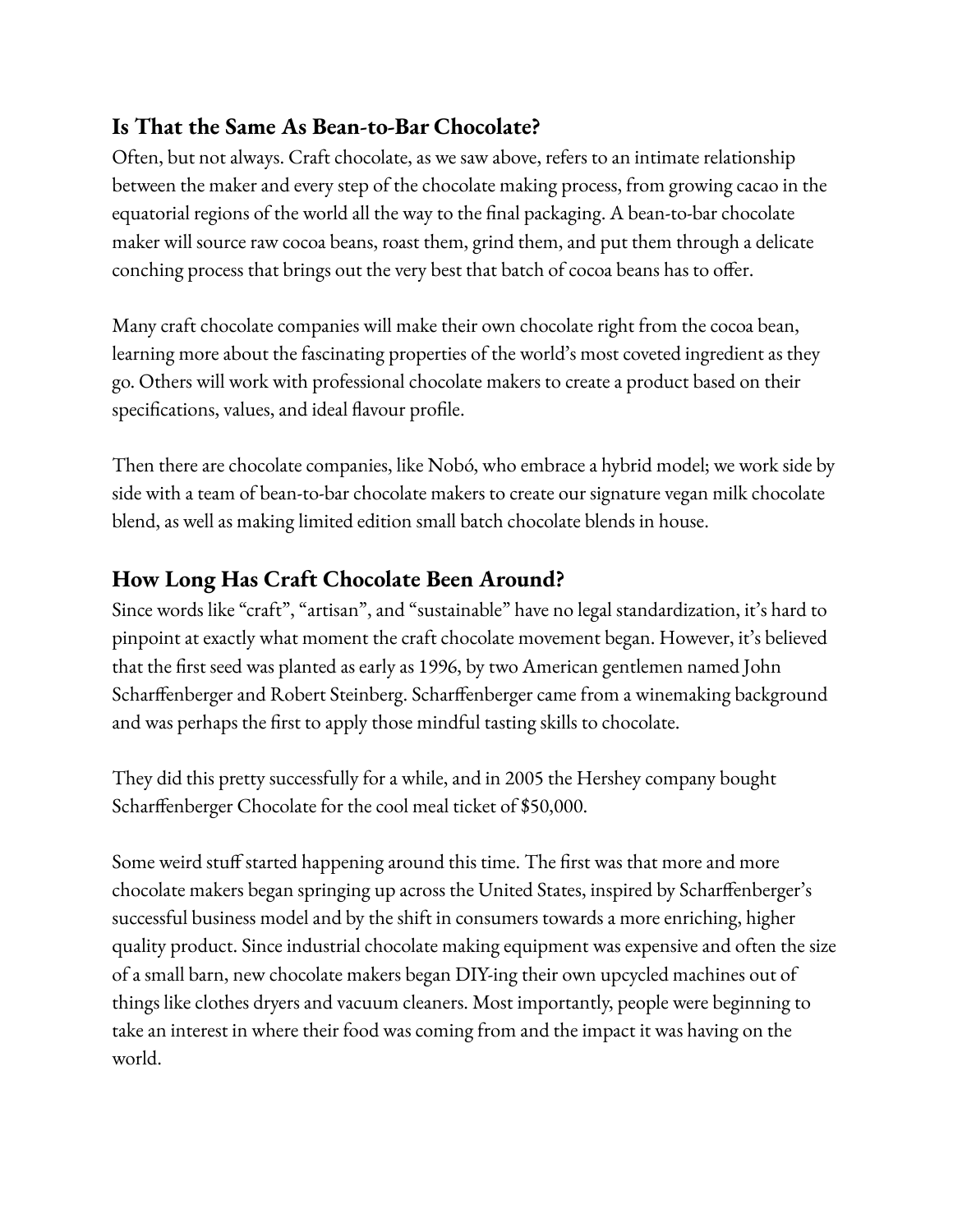## Is That the Same As Bean-to-Bar Chocolate?

Often, but not always. Craft chocolate, as we saw above, refers to an intimate relationship between the maker and every step of the chocolate making process, from growing cacao in the equatorial regions of the world all the way to the final packaging. A bean-to-bar chocolate maker will source raw cocoa beans, roast them, grind them, and put them through a delicate conching process that brings out the very best that batch of cocoa beans has to offer.

Many craft chocolate companies will make their own chocolate right from the cocoa bean, learning more about the fascinating properties of the world's most coveted ingredient as they go. Others will work with professional chocolate makers to create a product based on their specifications, values, and ideal flavour profile.

Then there are chocolate companies, like Nobó, who embrace a hybrid model; we work side by side with a team of bean-to-bar chocolate makers to create our signature vegan milk chocolate blend, as well as making limited edition small batch chocolate blends in house.

## How Long Has Craft Chocolate Been Around?

Since words like "craft", "artisan", and "sustainable" have no legal standardization, it's hard to pinpoint at exactly what moment the craft chocolate movement began. However, it's believed that the first seed was planted as early as 1996, by two American gentlemen named John Scharffenberger and Robert Steinberg. Scharffenberger came from a winemaking background and was perhaps the first to apply those mindful tasting skills to chocolate.

They did this pretty successfully for a while, and in 2005 the Hershey company bought Scharffenberger Chocolate for the cool meal ticket of $50,000.

Some weird stuff started happening around this time. The first was that more and more chocolate makers began springing up across the United States, inspired by Scharffenberger's successful business model and by the shift in consumers towards a more enriching, higher quality product. Since industrial chocolate making equipment was expensive and often the size of a small barn, new chocolate makers began DIY-ing their own upcycled machines out of things like clothes dryers and vacuum cleaners. Most importantly, people were beginning to take an interest in where their food was coming from and the impact it was having on the world.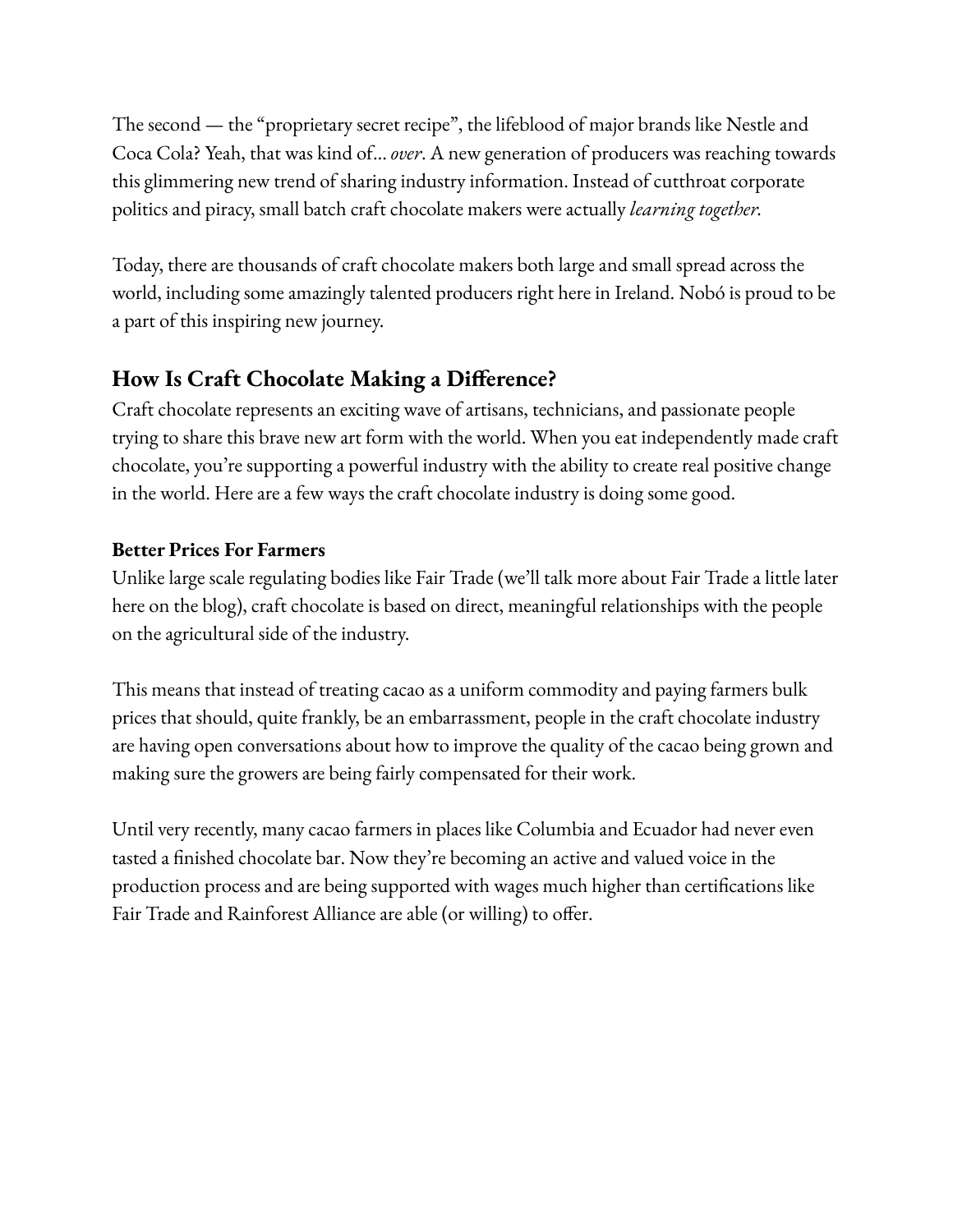The second — the "proprietary secret recipe", the lifeblood of major brands like Nestle and Coca Cola? Yeah, that was kind of… *over*. A new generation of producers was reaching towards this glimmering new trend of sharing industry information. Instead of cutthroat corporate politics and piracy, small batch craft chocolate makers were actually *learning together.*

Today, there are thousands of craft chocolate makers both large and small spread across the world, including some amazingly talented producers right here in Ireland. Nobó is proud to be a part of this inspiring new journey.

## How Is Craft Chocolate Making a Difference?

Craft chocolate represents an exciting wave of artisans, technicians, and passionate people trying to share this brave new art form with the world. When you eat independently made craft chocolate, you're supporting a powerful industry with the ability to create real positive change in the world. Here are a few ways the craft chocolate industry is doing some good.

**Better Prices For Farmers**

Unlike large scale regulating bodies like Fair Trade (we'll talk more about Fair Trade a little later here on the blog), craft chocolate is based on direct, meaningful relationships with the people on the agricultural side of the industry.

This means that instead of treating cacao as a uniform commodity and paying farmers bulk prices that should, quite frankly, be an embarrassment, people in the craft chocolate industry are having open conversations about how to improve the quality of the cacao being grown and making sure the growers are being fairly compensated for their work.

Until very recently, many cacao farmers in places like Columbia and Ecuador had never even tasted a finished chocolate bar. Now they're becoming an active and valued voice in the production process and are being supported with wages much higher than certifications like Fair Trade and Rainforest Alliance are able (or willing) to offer.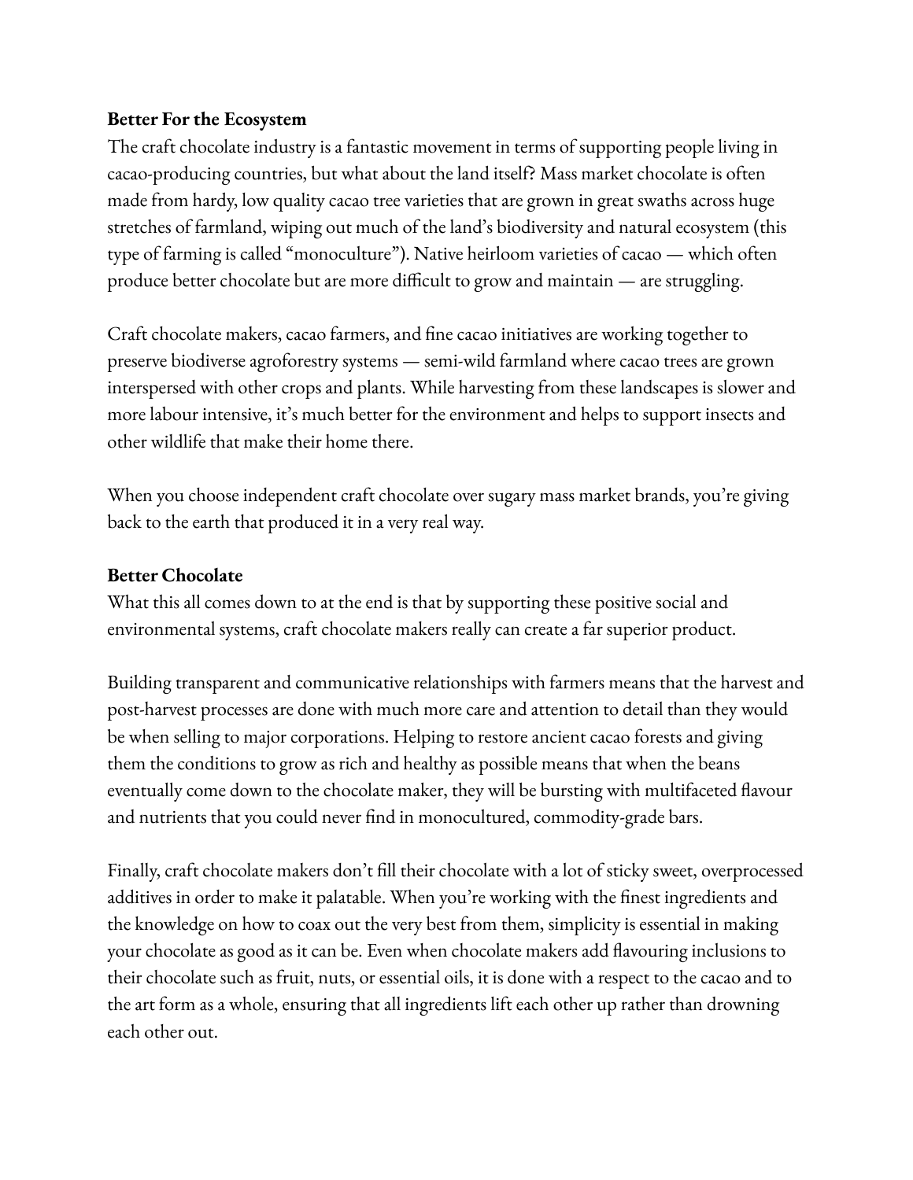**Better For the Ecosystem**

The craft chocolate industry is a fantastic movement in terms of supporting people living in cacao-producing countries, but what about the land itself? Mass market chocolate is often made from hardy, low quality cacao tree varieties that are grown in great swaths across huge stretches of farmland, wiping out much of the land's biodiversity and natural ecosystem (this type of farming is called "monoculture"). Native heirloom varieties of cacao — which often produce better chocolate but are more difficult to grow and maintain — are struggling.

Craft chocolate makers, cacao farmers, and fine cacao initiatives are working together to preserve biodiverse agroforestry systems — semi-wild farmland where cacao trees are grown interspersed with other crops and plants. While harvesting from these landscapes is slower and more labour intensive, it's much better for the environment and helps to support insects and other wildlife that make their home there.

When you choose independent craft chocolate over sugary mass market brands, you're giving back to the earth that produced it in a very real way.

**Better Chocolate**

What this all comes down to at the end is that by supporting these positive social and environmental systems, craft chocolate makers really can create a far superior product.

Building transparent and communicative relationships with farmers means that the harvest and post-harvest processes are done with much more care and attention to detail than they would be when selling to major corporations. Helping to restore ancient cacao forests and giving them the conditions to grow as rich and healthy as possible means that when the beans eventually come down to the chocolate maker, they will be bursting with multifaceted flavour and nutrients that you could never find in monocultured, commodity-grade bars.

Finally, craft chocolate makers don't fill their chocolate with a lot of sticky sweet, overprocessed additives in order to make it palatable. When you're working with the finest ingredients and the knowledge on how to coax out the very best from them, simplicity is essential in making your chocolate as good as it can be. Even when chocolate makers add flavouring inclusions to their chocolate such as fruit, nuts, or essential oils, it is done with a respect to the cacao and to the art form as a whole, ensuring that all ingredients lift each other up rather than drowning each other out.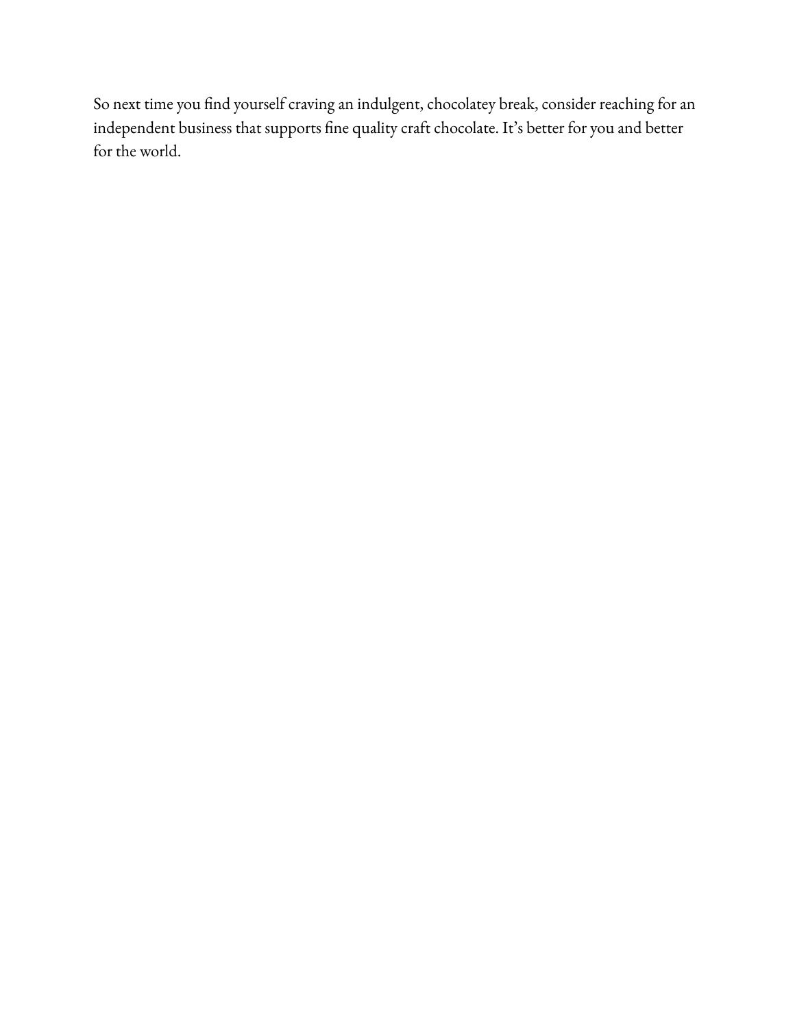So next time you find yourself craving an indulgent, chocolatey break, consider reaching for an independent business that supports fine quality craft chocolate. It's better for you and better for the world.